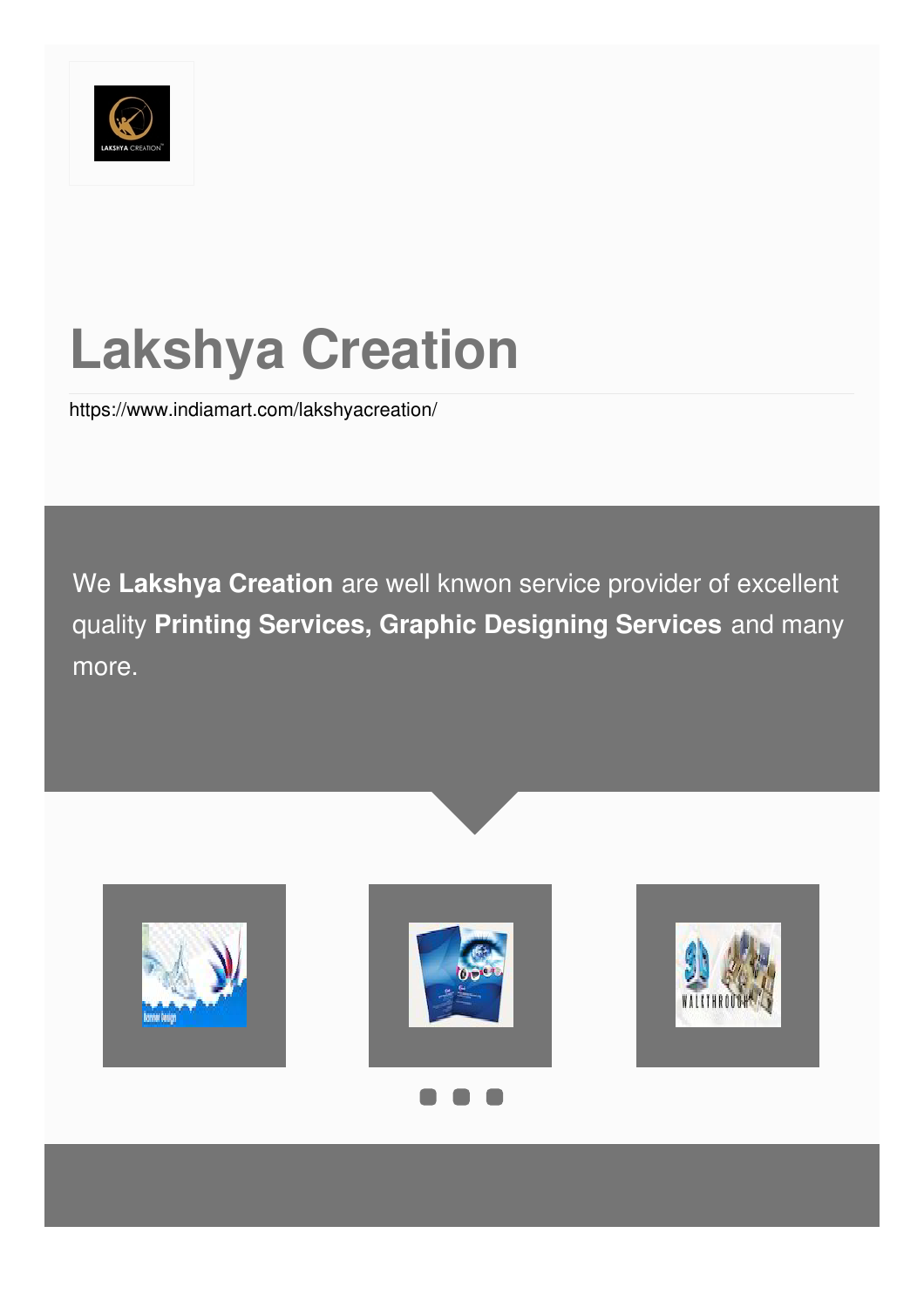# Lakshya Creation

https://www.indiamart.com/lakshyacreation/

We **Lakshya Creation** are well knwon service provider of excellent quality **Printing Services, Graphic Designing Services** and many more.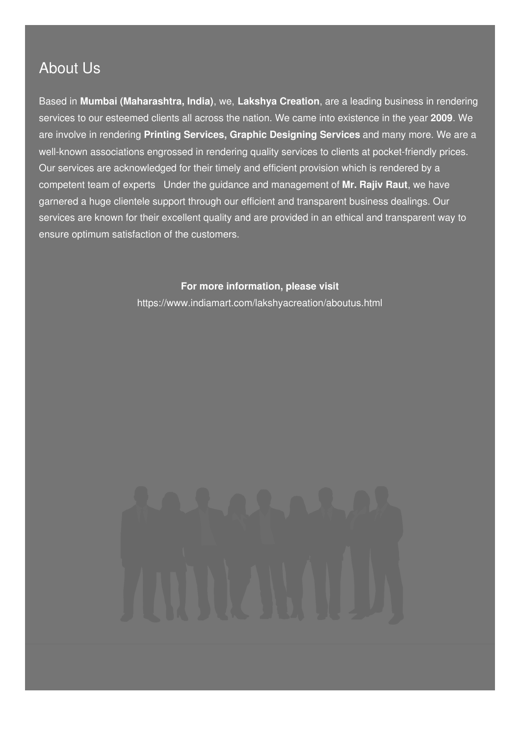## About Us

Based in **Mumbai (Maharashtra, India)**, we, **Lakshya Creation**, are a leading business in rendering services to our esteemed clients all across the nation. We came into existence in the year **2009**. We are involve in rendering **Printing Services, Graphic Designing Services** and many more. We are a well-known associations engrossed in rendering quality services to clients at pocket-friendly prices. Our services are acknowledged for their timely and efficient provision which is rendered by a competent team of experts   Under the guidance and management of **Mr. Rajiv Raut**, we have garnered a huge clientele support through our efficient and transparent business dealings. Our services are known for their excellent quality and are provided in an ethical and transparent way to ensure optimum satisfaction of the customers.

**For more information, please visit**

https://www.indiamart.com/lakshyacreation/aboutus.html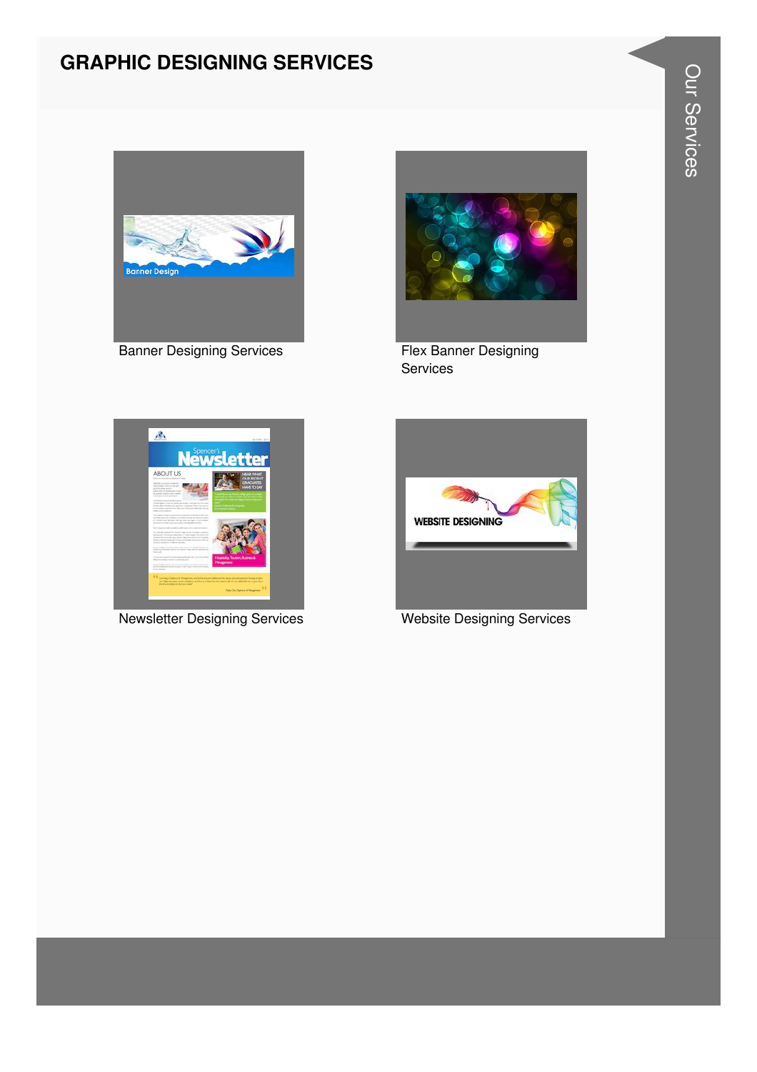# GRAPHIC DESIGNING SERVICES

Banner Designing Services

Flex Banner Designing Services

Newsletter Designing Services

Website Designing Services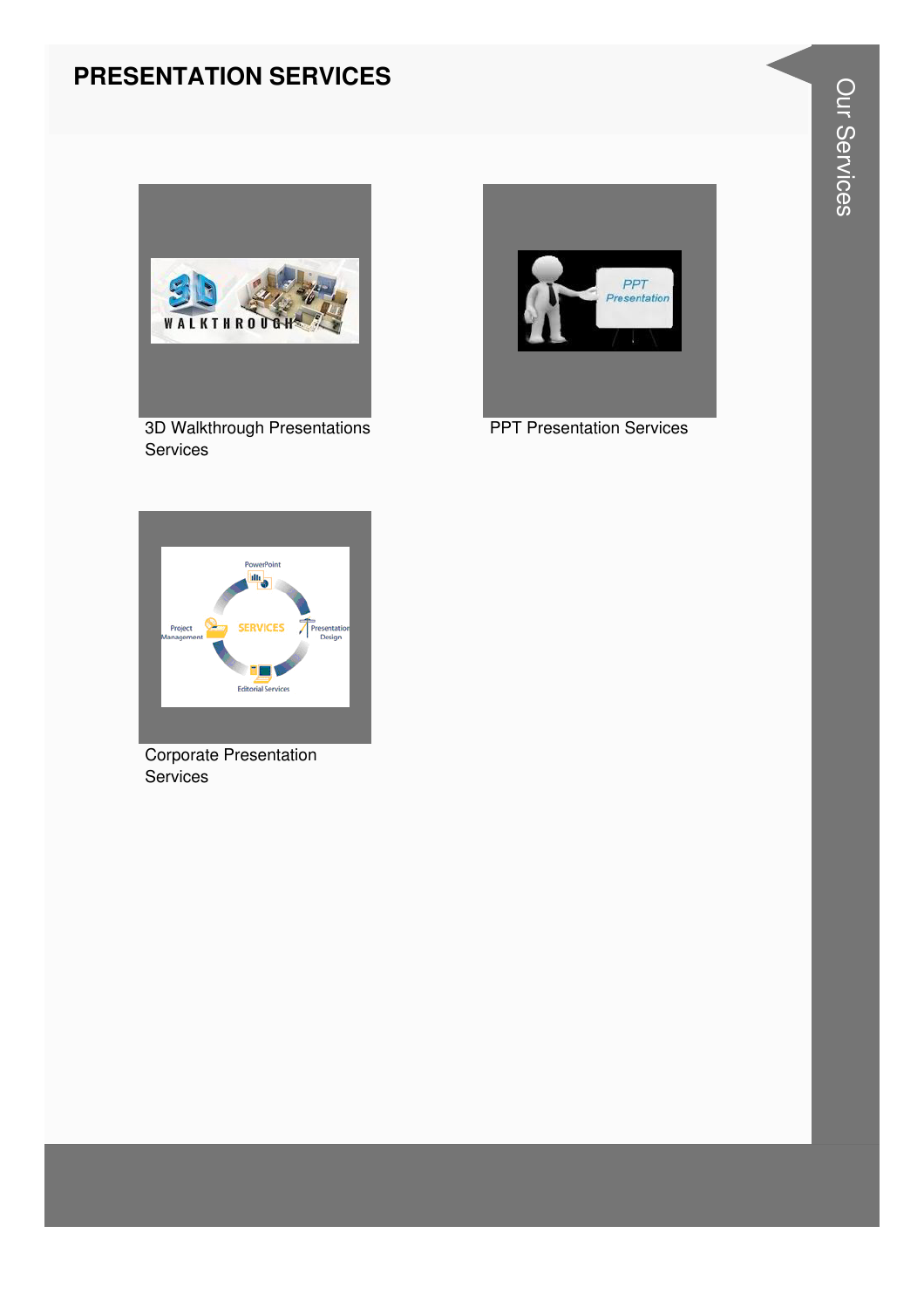# PRESENTATION SERVICES

3D Walkthrough Presentations Services

PPT Presentation Services

Corporate Presentation Services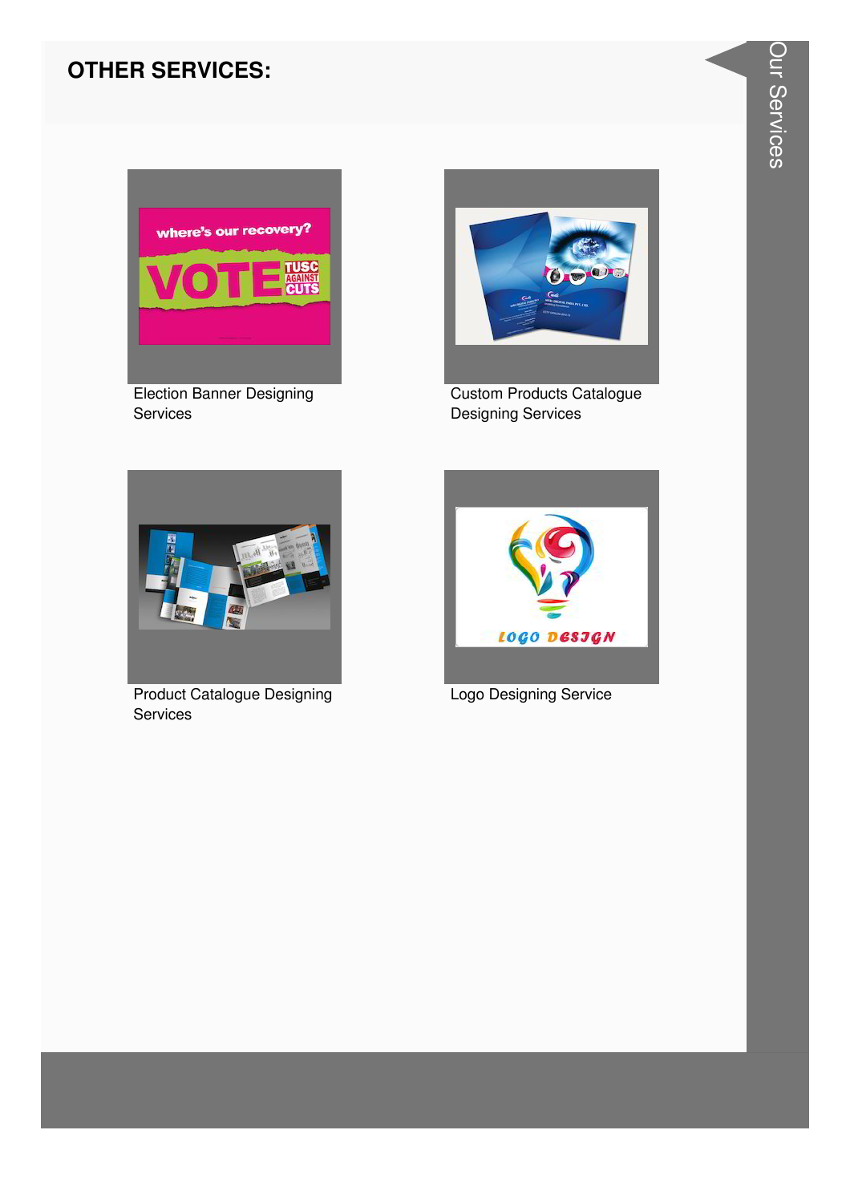## OTHER SERVICES:

Election Banner Designing Services

Custom Products Catalogue Designing Services

Product Catalogue Designing Services

Logo Designing Service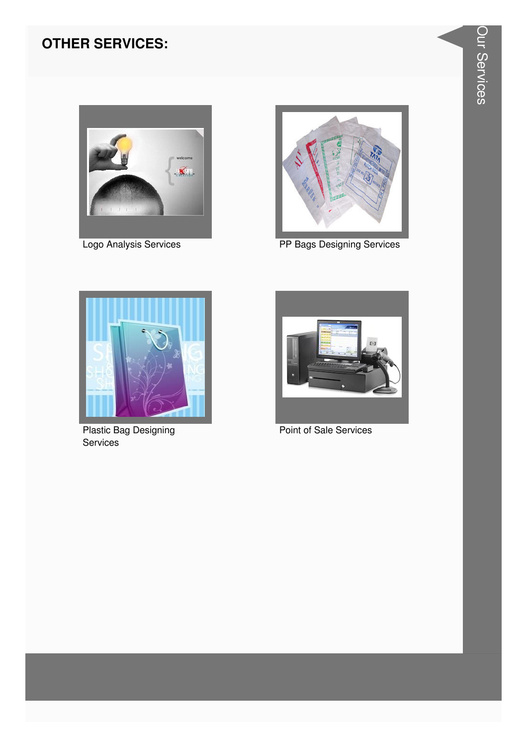## OTHER SERVICES:

Logo Analysis Services

PP Bags Designing Services

Plastic Bag Designing Services

Point of Sale Services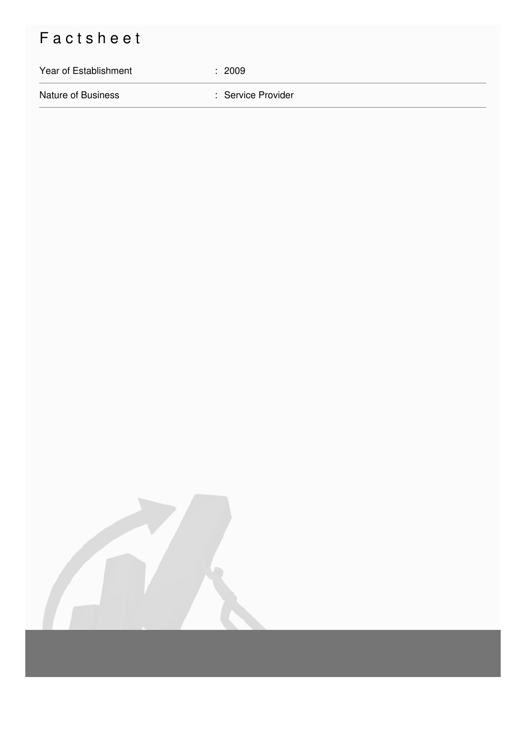# Factsheet

| Year of Establishment | : 2009 |
|---|---|
| Nature of Business | : Service Provider |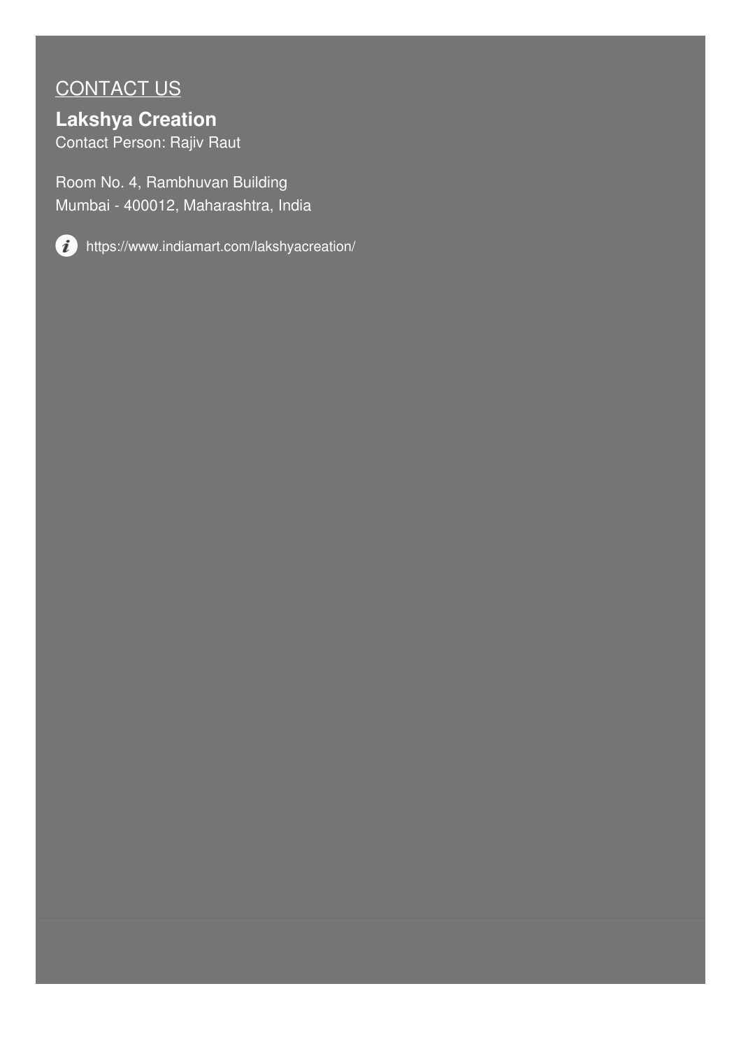## CONTACT US

**Lakshya Creation**

Contact Person: Rajiv Raut

Room No. 4, Rambhuvan Building
Mumbai - 400012, Maharashtra, India

https://www.indiamart.com/lakshyacreation/